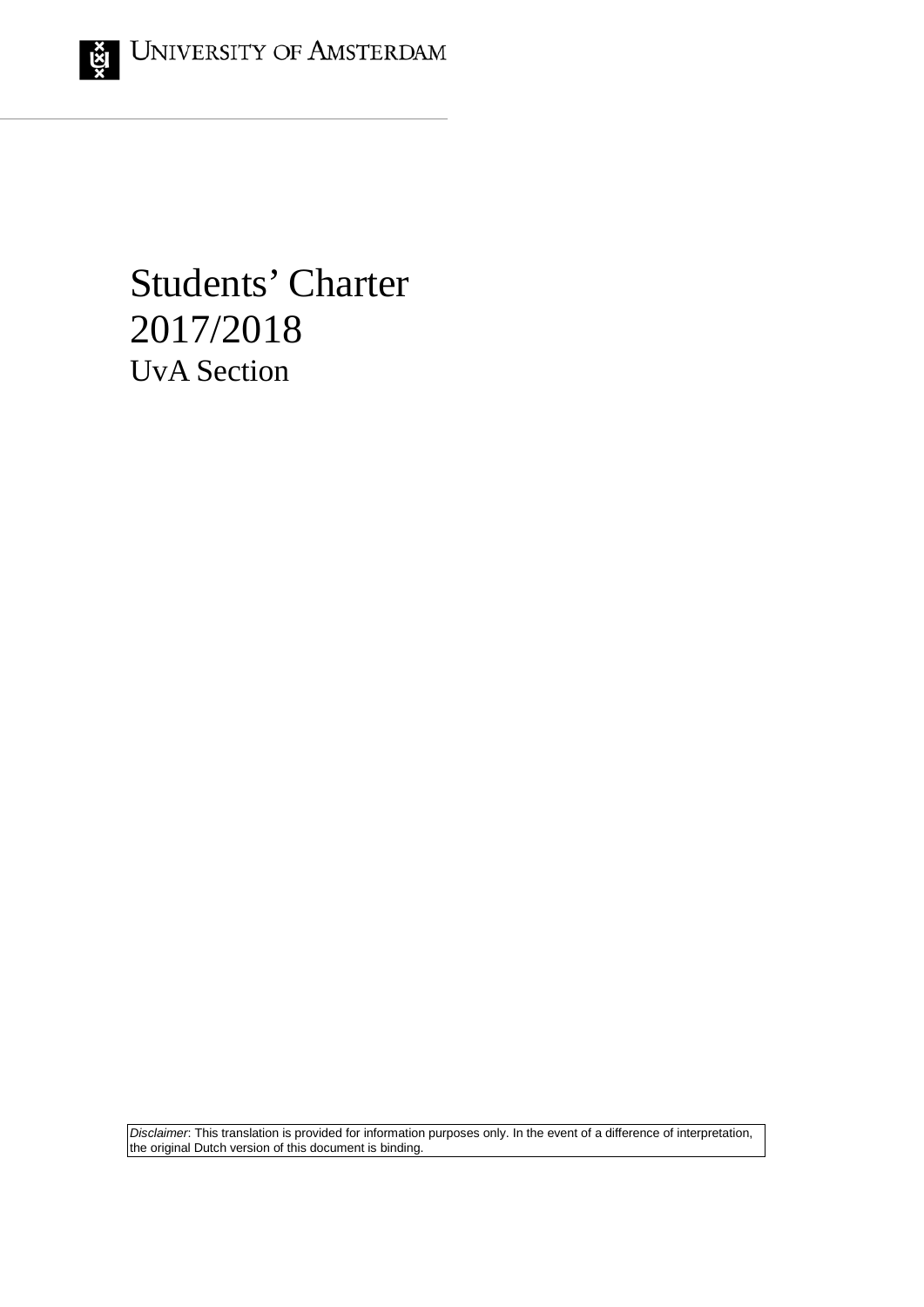UNIVERSITY OF AMSTERDAM

# Students' Charter 2017/2018

## UvA Section

*Disclaimer*: This translation is provided for information purposes only. In the event of a difference of interpretation, the original Dutch version of this document is binding.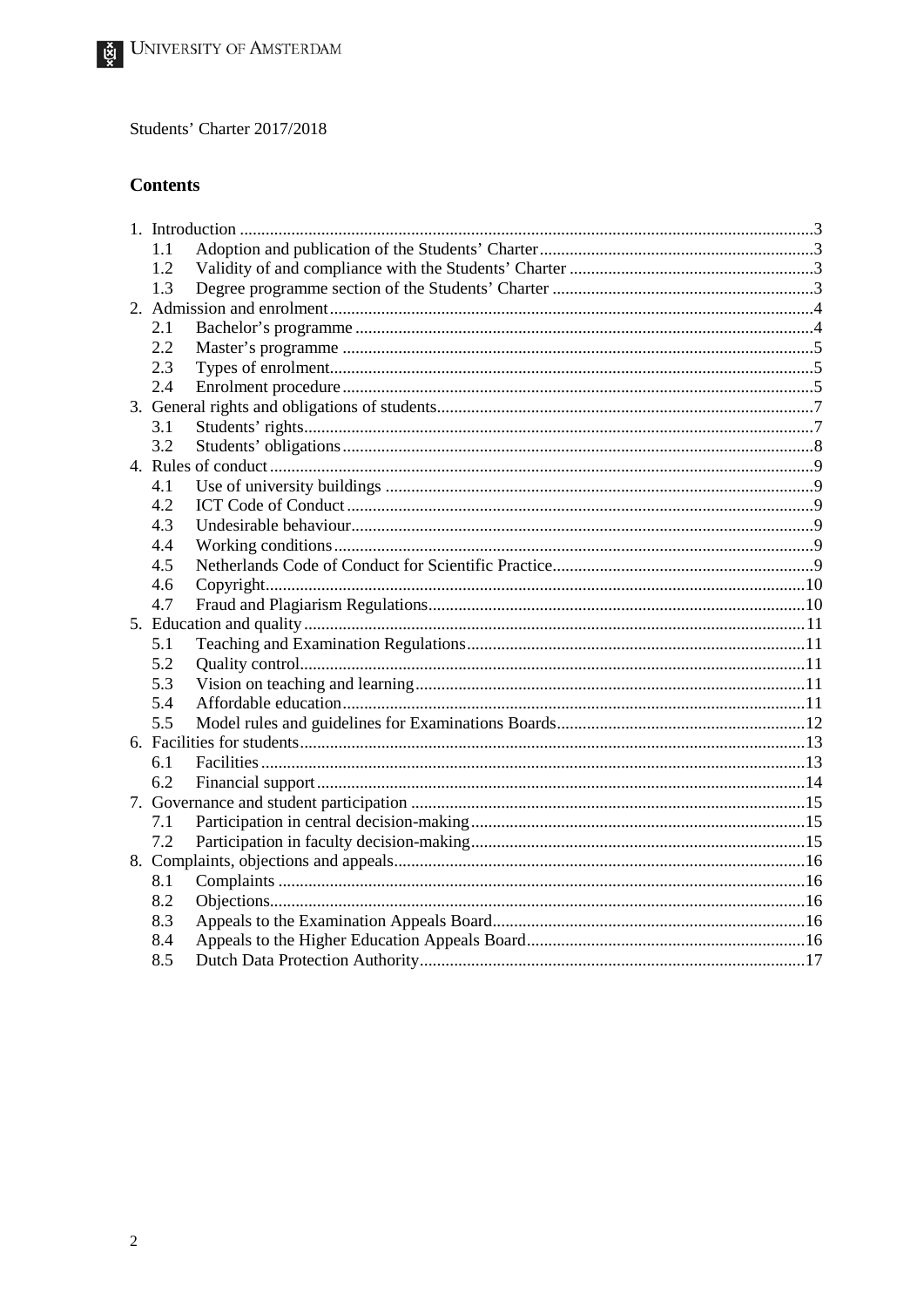Students' Charter 2017/2018

## Contents

1. Introduction .......... 3
   - 1.1 Adoption and publication of the Students' Charter .......... 3
   - 1.2 Validity of and compliance with the Students' Charter .......... 3
   - 1.3 Degree programme section of the Students' Charter .......... 3
2. Admission and enrolment .......... 4
   - 2.1 Bachelor's programme .......... 4
   - 2.2 Master's programme .......... 5
   - 2.3 Types of enrolment .......... 5
   - 2.4 Enrolment procedure .......... 5
3. General rights and obligations of students .......... 7
   - 3.1 Students' rights .......... 7
   - 3.2 Students' obligations .......... 8
4. Rules of conduct .......... 9
   - 4.1 Use of university buildings .......... 9
   - 4.2 ICT Code of Conduct .......... 9
   - 4.3 Undesirable behaviour .......... 9
   - 4.4 Working conditions .......... 9
   - 4.5 Netherlands Code of Conduct for Scientific Practice .......... 9
   - 4.6 Copyright .......... 10
   - 4.7 Fraud and Plagiarism Regulations .......... 10
5. Education and quality .......... 11
   - 5.1 Teaching and Examination Regulations .......... 11
   - 5.2 Quality control .......... 11
   - 5.3 Vision on teaching and learning .......... 11
   - 5.4 Affordable education .......... 11
   - 5.5 Model rules and guidelines for Examinations Boards .......... 12
6. Facilities for students .......... 13
   - 6.1 Facilities .......... 13
   - 6.2 Financial support .......... 14
7. Governance and student participation .......... 15
   - 7.1 Participation in central decision-making .......... 15
   - 7.2 Participation in faculty decision-making .......... 15
8. Complaints, objections and appeals .......... 16
   - 8.1 Complaints .......... 16
   - 8.2 Objections .......... 16
   - 8.3 Appeals to the Examination Appeals Board .......... 16
   - 8.4 Appeals to the Higher Education Appeals Board .......... 16
   - 8.5 Dutch Data Protection Authority .......... 17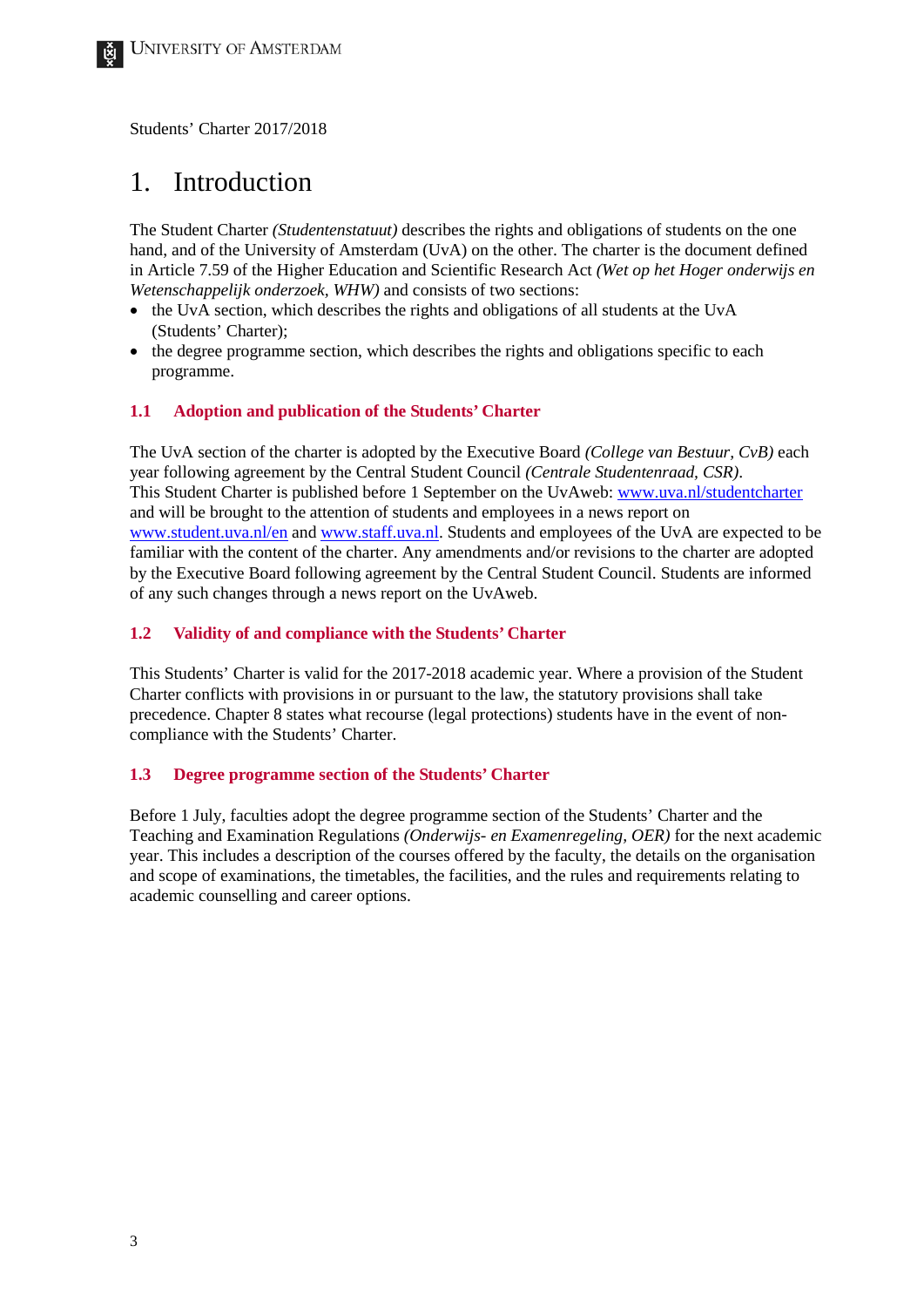Students' Charter 2017/2018

# 1. Introduction

The Student Charter *(Studentenstatuut)* describes the rights and obligations of students on the one hand, and of the University of Amsterdam (UvA) on the other. The charter is the document defined in Article 7.59 of the Higher Education and Scientific Research Act *(Wet op het Hoger onderwijs en Wetenschappelijk onderzoek, WHW)* and consists of two sections:

- the UvA section, which describes the rights and obligations of all students at the UvA (Students' Charter);
- the degree programme section, which describes the rights and obligations specific to each programme.

## 1.1 Adoption and publication of the Students' Charter

The UvA section of the charter is adopted by the Executive Board *(College van Bestuur, CvB)* each year following agreement by the Central Student Council *(Centrale Studentenraad, CSR)*.
This Student Charter is published before 1 September on the UvAweb: [www.uva.nl/studentcharter](www.uva.nl/studentcharter) and will be brought to the attention of students and employees in a news report on [www.student.uva.nl/en](www.student.uva.nl/en) and [www.staff.uva.nl](www.staff.uva.nl). Students and employees of the UvA are expected to be familiar with the content of the charter. Any amendments and/or revisions to the charter are adopted by the Executive Board following agreement by the Central Student Council. Students are informed of any such changes through a news report on the UvAweb.

## 1.2 Validity of and compliance with the Students' Charter

This Students' Charter is valid for the 2017-2018 academic year. Where a provision of the Student Charter conflicts with provisions in or pursuant to the law, the statutory provisions shall take precedence. Chapter 8 states what recourse (legal protections) students have in the event of non-compliance with the Students' Charter.

## 1.3 Degree programme section of the Students' Charter

Before 1 July, faculties adopt the degree programme section of the Students' Charter and the Teaching and Examination Regulations *(Onderwijs- en Examenregeling, OER)* for the next academic year. This includes a description of the courses offered by the faculty, the details on the organisation and scope of examinations, the timetables, the facilities, and the rules and requirements relating to academic counselling and career options.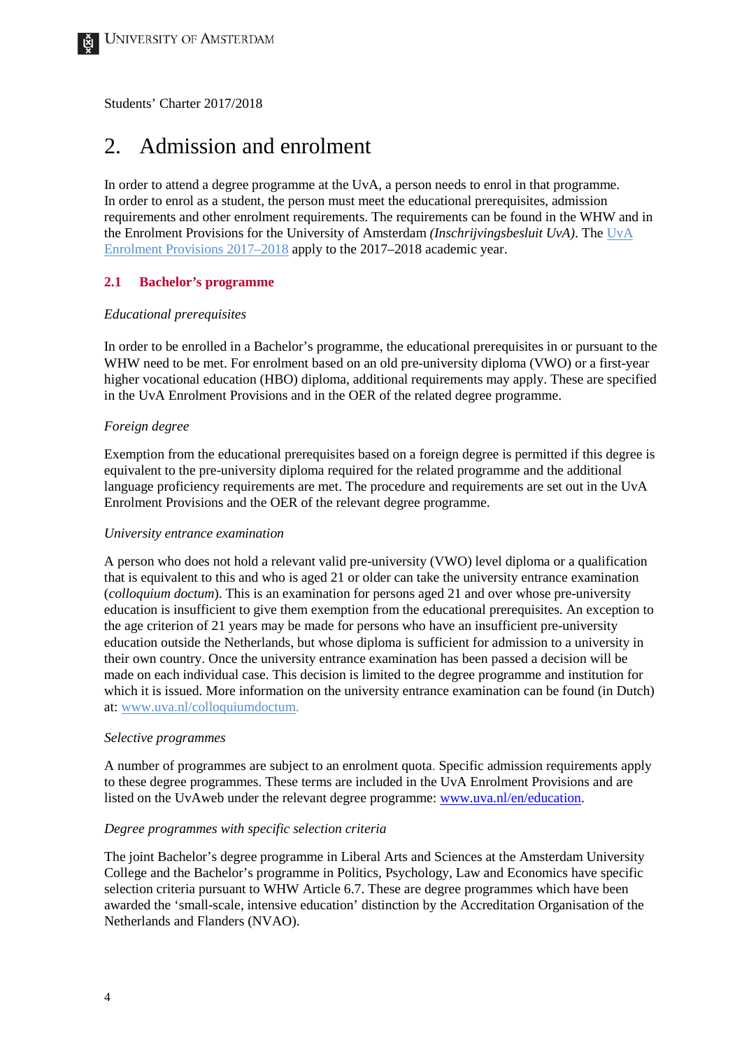Students' Charter 2017/2018

# 2. Admission and enrolment

In order to attend a degree programme at the UvA, a person needs to enrol in that programme. In order to enrol as a student, the person must meet the educational prerequisites, admission requirements and other enrolment requirements. The requirements can be found in the WHW and in the Enrolment Provisions for the University of Amsterdam *(Inschrijvingsbesluit UvA)*. The UvA Enrolment Provisions 2017–2018 apply to the 2017–2018 academic year.

## 2.1 Bachelor's programme

*Educational prerequisites*

In order to be enrolled in a Bachelor's programme, the educational prerequisites in or pursuant to the WHW need to be met. For enrolment based on an old pre-university diploma (VWO) or a first-year higher vocational education (HBO) diploma, additional requirements may apply. These are specified in the UvA Enrolment Provisions and in the OER of the related degree programme.

*Foreign degree*

Exemption from the educational prerequisites based on a foreign degree is permitted if this degree is equivalent to the pre-university diploma required for the related programme and the additional language proficiency requirements are met. The procedure and requirements are set out in the UvA Enrolment Provisions and the OER of the relevant degree programme.

*University entrance examination*

A person who does not hold a relevant valid pre-university (VWO) level diploma or a qualification that is equivalent to this and who is aged 21 or older can take the university entrance examination (*colloquium doctum*). This is an examination for persons aged 21 and over whose pre-university education is insufficient to give them exemption from the educational prerequisites. An exception to the age criterion of 21 years may be made for persons who have an insufficient pre-university education outside the Netherlands, but whose diploma is sufficient for admission to a university in their own country. Once the university entrance examination has been passed a decision will be made on each individual case. This decision is limited to the degree programme and institution for which it is issued. More information on the university entrance examination can be found (in Dutch) at: www.uva.nl/colloquiumdoctum.

*Selective programmes*

A number of programmes are subject to an enrolment quota. Specific admission requirements apply to these degree programmes. These terms are included in the UvA Enrolment Provisions and are listed on the UvAweb under the relevant degree programme: www.uva.nl/en/education.

*Degree programmes with specific selection criteria*

The joint Bachelor's degree programme in Liberal Arts and Sciences at the Amsterdam University College and the Bachelor's programme in Politics, Psychology, Law and Economics have specific selection criteria pursuant to WHW Article 6.7. These are degree programmes which have been awarded the 'small-scale, intensive education' distinction by the Accreditation Organisation of the Netherlands and Flanders (NVAO).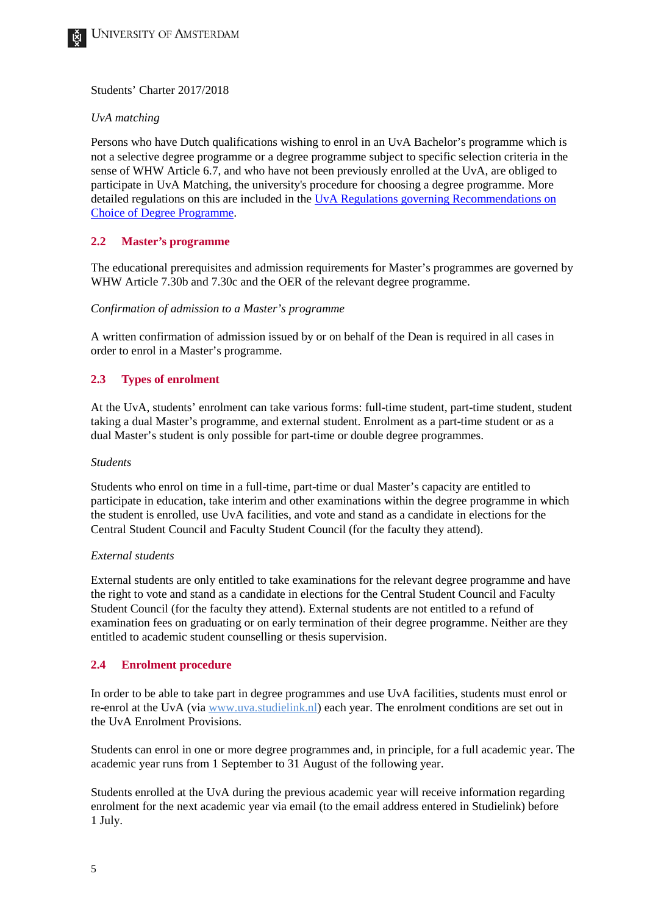Students' Charter 2017/2018

*UvA matching*

Persons who have Dutch qualifications wishing to enrol in an UvA Bachelor's programme which is not a selective degree programme or a degree programme subject to specific selection criteria in the sense of WHW Article 6.7, and who have not been previously enrolled at the UvA, are obliged to participate in UvA Matching, the university's procedure for choosing a degree programme. More detailed regulations on this are included in the UvA Regulations governing Recommendations on Choice of Degree Programme.

## 2.2 Master's programme

The educational prerequisites and admission requirements for Master's programmes are governed by WHW Article 7.30b and 7.30c and the OER of the relevant degree programme.

*Confirmation of admission to a Master's programme*

A written confirmation of admission issued by or on behalf of the Dean is required in all cases in order to enrol in a Master's programme.

## 2.3 Types of enrolment

At the UvA, students' enrolment can take various forms: full-time student, part-time student, student taking a dual Master's programme, and external student. Enrolment as a part-time student or as a dual Master's student is only possible for part-time or double degree programmes.

*Students*

Students who enrol on time in a full-time, part-time or dual Master's capacity are entitled to participate in education, take interim and other examinations within the degree programme in which the student is enrolled, use UvA facilities, and vote and stand as a candidate in elections for the Central Student Council and Faculty Student Council (for the faculty they attend).

*External students*

External students are only entitled to take examinations for the relevant degree programme and have the right to vote and stand as a candidate in elections for the Central Student Council and Faculty Student Council (for the faculty they attend). External students are not entitled to a refund of examination fees on graduating or on early termination of their degree programme. Neither are they entitled to academic student counselling or thesis supervision.

## 2.4 Enrolment procedure

In order to be able to take part in degree programmes and use UvA facilities, students must enrol or re-enrol at the UvA (via www.uva.studielink.nl) each year. The enrolment conditions are set out in the UvA Enrolment Provisions.

Students can enrol in one or more degree programmes and, in principle, for a full academic year. The academic year runs from 1 September to 31 August of the following year.

Students enrolled at the UvA during the previous academic year will receive information regarding enrolment for the next academic year via email (to the email address entered in Studielink) before 1 July.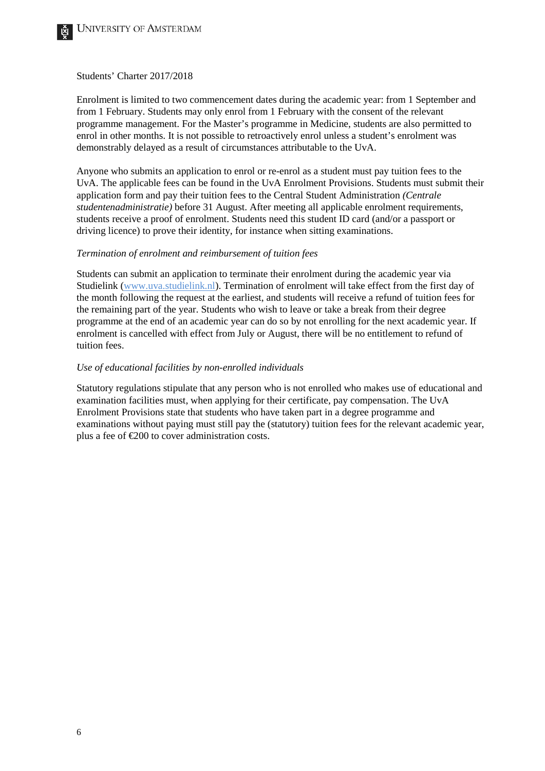Students' Charter 2017/2018

Enrolment is limited to two commencement dates during the academic year: from 1 September and from 1 February. Students may only enrol from 1 February with the consent of the relevant programme management. For the Master's programme in Medicine, students are also permitted to enrol in other months. It is not possible to retroactively enrol unless a student's enrolment was demonstrably delayed as a result of circumstances attributable to the UvA.

Anyone who submits an application to enrol or re-enrol as a student must pay tuition fees to the UvA. The applicable fees can be found in the UvA Enrolment Provisions. Students must submit their application form and pay their tuition fees to the Central Student Administration *(Centrale studentenadministratie)* before 31 August. After meeting all applicable enrolment requirements, students receive a proof of enrolment. Students need this student ID card (and/or a passport or driving licence) to prove their identity, for instance when sitting examinations.

*Termination of enrolment and reimbursement of tuition fees*

Students can submit an application to terminate their enrolment during the academic year via Studielink (www.uva.studielink.nl). Termination of enrolment will take effect from the first day of the month following the request at the earliest, and students will receive a refund of tuition fees for the remaining part of the year. Students who wish to leave or take a break from their degree programme at the end of an academic year can do so by not enrolling for the next academic year. If enrolment is cancelled with effect from July or August, there will be no entitlement to refund of tuition fees.

*Use of educational facilities by non-enrolled individuals*

Statutory regulations stipulate that any person who is not enrolled who makes use of educational and examination facilities must, when applying for their certificate, pay compensation. The UvA Enrolment Provisions state that students who have taken part in a degree programme and examinations without paying must still pay the (statutory) tuition fees for the relevant academic year, plus a fee of €200 to cover administration costs.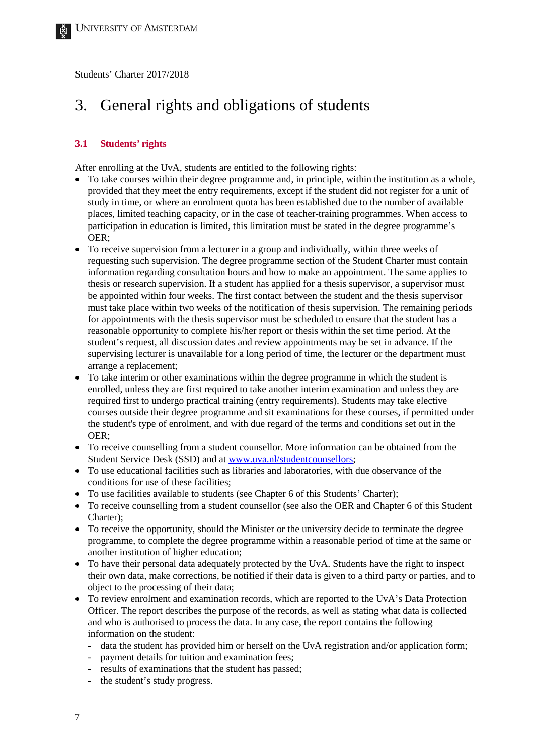Students' Charter 2017/2018

# 3. General rights and obligations of students

## 3.1 Students' rights

After enrolling at the UvA, students are entitled to the following rights:

- To take courses within their degree programme and, in principle, within the institution as a whole, provided that they meet the entry requirements, except if the student did not register for a unit of study in time, or where an enrolment quota has been established due to the number of available places, limited teaching capacity, or in the case of teacher-training programmes. When access to participation in education is limited, this limitation must be stated in the degree programme's OER;
- To receive supervision from a lecturer in a group and individually, within three weeks of requesting such supervision. The degree programme section of the Student Charter must contain information regarding consultation hours and how to make an appointment. The same applies to thesis or research supervision. If a student has applied for a thesis supervisor, a supervisor must be appointed within four weeks. The first contact between the student and the thesis supervisor must take place within two weeks of the notification of thesis supervision. The remaining periods for appointments with the thesis supervisor must be scheduled to ensure that the student has a reasonable opportunity to complete his/her report or thesis within the set time period. At the student's request, all discussion dates and review appointments may be set in advance. If the supervising lecturer is unavailable for a long period of time, the lecturer or the department must arrange a replacement;
- To take interim or other examinations within the degree programme in which the student is enrolled, unless they are first required to take another interim examination and unless they are required first to undergo practical training (entry requirements). Students may take elective courses outside their degree programme and sit examinations for these courses, if permitted under the student's type of enrolment, and with due regard of the terms and conditions set out in the OER;
- To receive counselling from a student counsellor. More information can be obtained from the Student Service Desk (SSD) and at [www.uva.nl/studentcounsellors](www.uva.nl/studentcounsellors);
- To use educational facilities such as libraries and laboratories, with due observance of the conditions for use of these facilities;
- To use facilities available to students (see Chapter 6 of this Students' Charter);
- To receive counselling from a student counsellor (see also the OER and Chapter 6 of this Student Charter);
- To receive the opportunity, should the Minister or the university decide to terminate the degree programme, to complete the degree programme within a reasonable period of time at the same or another institution of higher education;
- To have their personal data adequately protected by the UvA. Students have the right to inspect their own data, make corrections, be notified if their data is given to a third party or parties, and to object to the processing of their data;
- To review enrolment and examination records, which are reported to the UvA's Data Protection Officer. The report describes the purpose of the records, as well as stating what data is collected and who is authorised to process the data. In any case, the report contains the following information on the student:
  - data the student has provided him or herself on the UvA registration and/or application form;
  - payment details for tuition and examination fees;
  - results of examinations that the student has passed;
  - the student's study progress.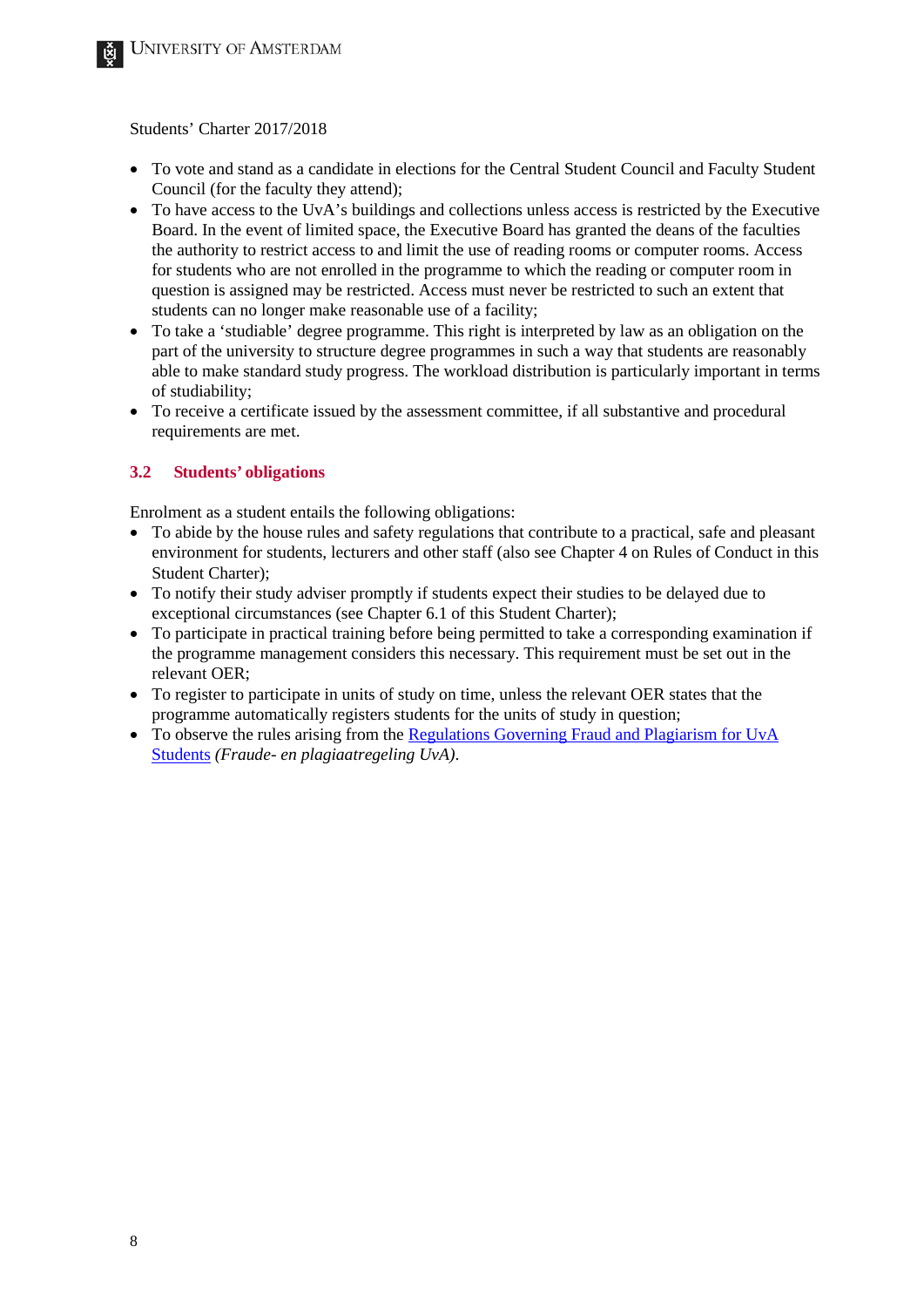Students' Charter 2017/2018

- To vote and stand as a candidate in elections for the Central Student Council and Faculty Student Council (for the faculty they attend);
- To have access to the UvA's buildings and collections unless access is restricted by the Executive Board. In the event of limited space, the Executive Board has granted the deans of the faculties the authority to restrict access to and limit the use of reading rooms or computer rooms. Access for students who are not enrolled in the programme to which the reading or computer room in question is assigned may be restricted. Access must never be restricted to such an extent that students can no longer make reasonable use of a facility;
- To take a 'studiable' degree programme. This right is interpreted by law as an obligation on the part of the university to structure degree programmes in such a way that students are reasonably able to make standard study progress. The workload distribution is particularly important in terms of studiability;
- To receive a certificate issued by the assessment committee, if all substantive and procedural requirements are met.

## 3.2 Students' obligations

Enrolment as a student entails the following obligations:

- To abide by the house rules and safety regulations that contribute to a practical, safe and pleasant environment for students, lecturers and other staff (also see Chapter 4 on Rules of Conduct in this Student Charter);
- To notify their study adviser promptly if students expect their studies to be delayed due to exceptional circumstances (see Chapter 6.1 of this Student Charter);
- To participate in practical training before being permitted to take a corresponding examination if the programme management considers this necessary. This requirement must be set out in the relevant OER;
- To register to participate in units of study on time, unless the relevant OER states that the programme automatically registers students for the units of study in question;
- To observe the rules arising from the Regulations Governing Fraud and Plagiarism for UvA Students *(Fraude- en plagiaatregeling UvA)*.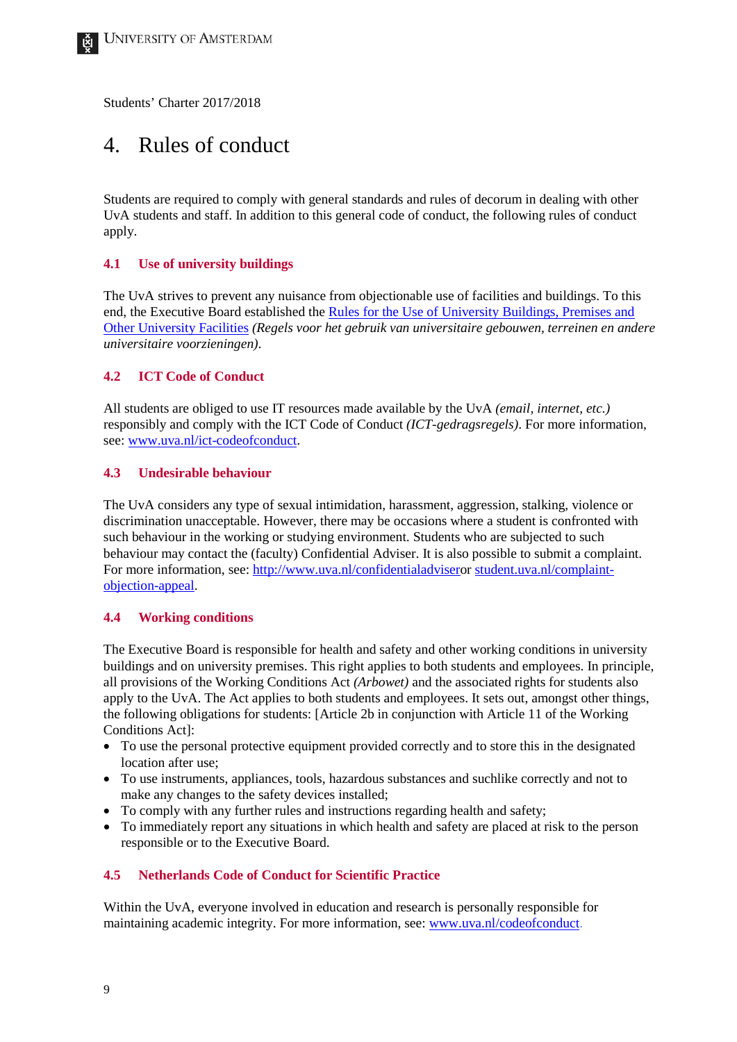Students' Charter 2017/2018

# 4. Rules of conduct

Students are required to comply with general standards and rules of decorum in dealing with other UvA students and staff. In addition to this general code of conduct, the following rules of conduct apply.

## 4.1 Use of university buildings

The UvA strives to prevent any nuisance from objectionable use of facilities and buildings. To this end, the Executive Board established the Rules for the Use of University Buildings, Premises and Other University Facilities *(Regels voor het gebruik van universitaire gebouwen, terreinen en andere universitaire voorzieningen)*.

## 4.2 ICT Code of Conduct

All students are obliged to use IT resources made available by the UvA *(email, internet, etc.)* responsibly and comply with the ICT Code of Conduct *(ICT-gedragsregels)*. For more information, see: www.uva.nl/ict-codeofconduct.

## 4.3 Undesirable behaviour

The UvA considers any type of sexual intimidation, harassment, aggression, stalking, violence or discrimination unacceptable. However, there may be occasions where a student is confronted with such behaviour in the working or studying environment. Students who are subjected to such behaviour may contact the (faculty) Confidential Adviser. It is also possible to submit a complaint. For more information, see: http://www.uva.nl/confidentialadviser or student.uva.nl/complaint-objection-appeal.

## 4.4 Working conditions

The Executive Board is responsible for health and safety and other working conditions in university buildings and on university premises. This right applies to both students and employees. In principle, all provisions of the Working Conditions Act *(Arbowet)* and the associated rights for students also apply to the UvA. The Act applies to both students and employees. It sets out, amongst other things, the following obligations for students: [Article 2b in conjunction with Article 11 of the Working Conditions Act]:

- To use the personal protective equipment provided correctly and to store this in the designated location after use;
- To use instruments, appliances, tools, hazardous substances and suchlike correctly and not to make any changes to the safety devices installed;
- To comply with any further rules and instructions regarding health and safety;
- To immediately report any situations in which health and safety are placed at risk to the person responsible or to the Executive Board.

## 4.5 Netherlands Code of Conduct for Scientific Practice

Within the UvA, everyone involved in education and research is personally responsible for maintaining academic integrity. For more information, see: www.uva.nl/codeofconduct.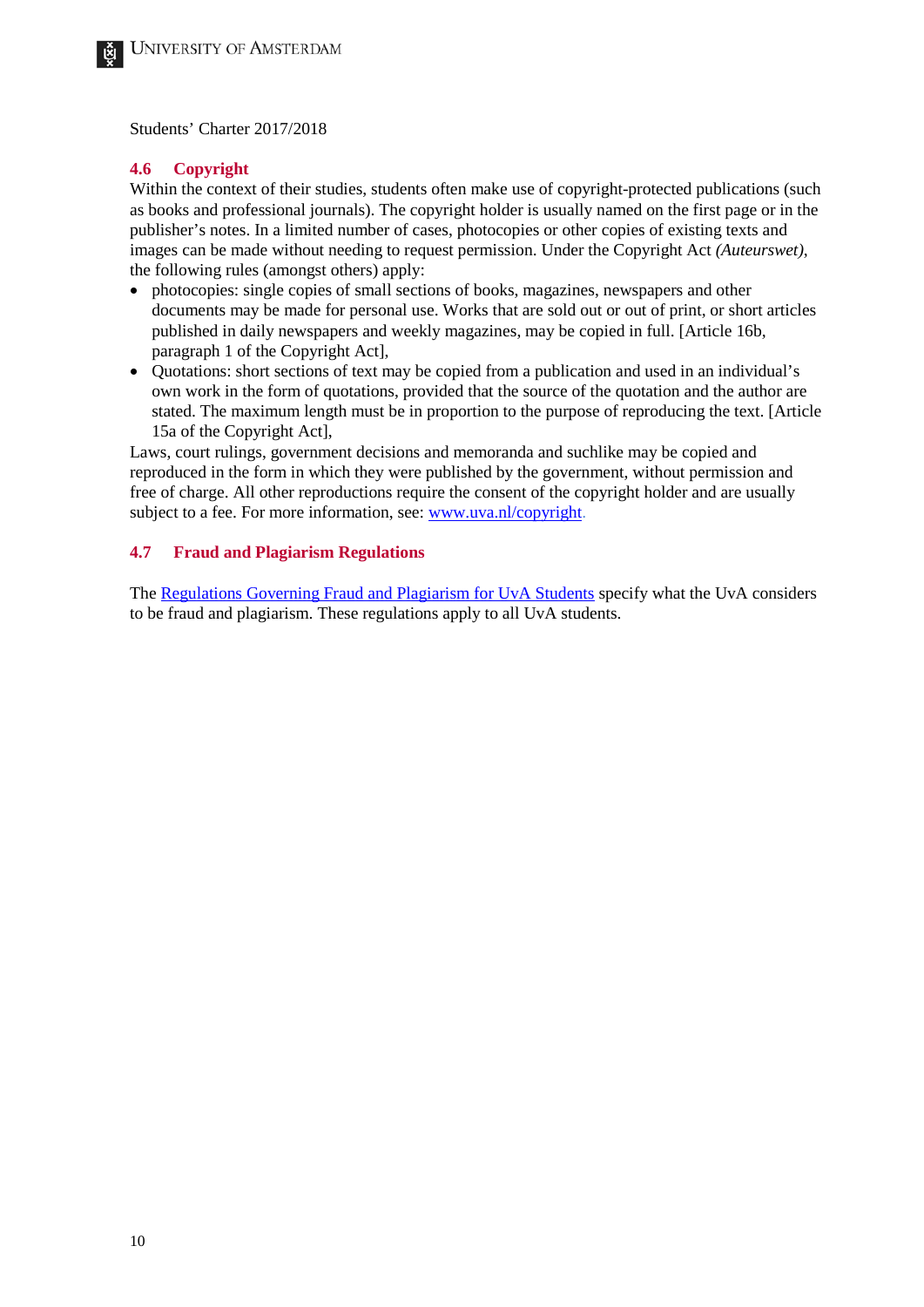Students' Charter 2017/2018

### 4.6 Copyright

Within the context of their studies, students often make use of copyright-protected publications (such as books and professional journals). The copyright holder is usually named on the first page or in the publisher's notes. In a limited number of cases, photocopies or other copies of existing texts and images can be made without needing to request permission. Under the Copyright Act *(Auteurswet)*, the following rules (amongst others) apply:

- photocopies: single copies of small sections of books, magazines, newspapers and other documents may be made for personal use. Works that are sold out or out of print, or short articles published in daily newspapers and weekly magazines, may be copied in full. [Article 16b, paragraph 1 of the Copyright Act],
- Quotations: short sections of text may be copied from a publication and used in an individual's own work in the form of quotations, provided that the source of the quotation and the author are stated. The maximum length must be in proportion to the purpose of reproducing the text. [Article 15a of the Copyright Act],

Laws, court rulings, government decisions and memoranda and suchlike may be copied and reproduced in the form in which they were published by the government, without permission and free of charge. All other reproductions require the consent of the copyright holder and are usually subject to a fee. For more information, see: www.uva.nl/copyright.

### 4.7 Fraud and Plagiarism Regulations

The Regulations Governing Fraud and Plagiarism for UvA Students specify what the UvA considers to be fraud and plagiarism. These regulations apply to all UvA students.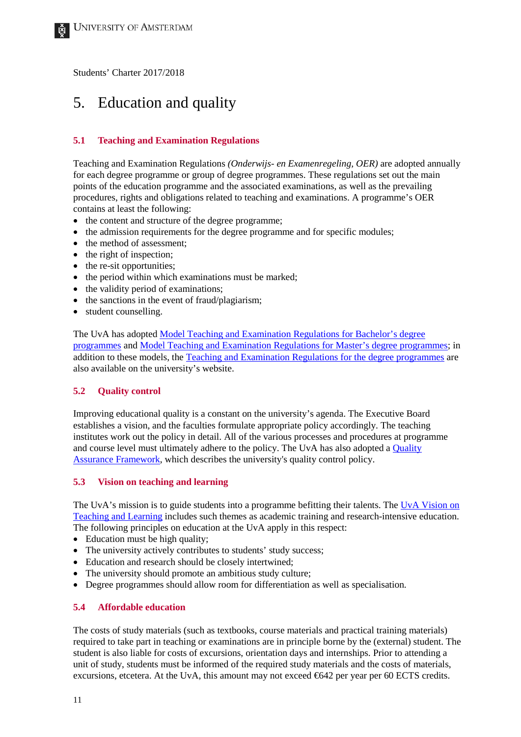Students' Charter 2017/2018

# 5. Education and quality

## 5.1 Teaching and Examination Regulations

Teaching and Examination Regulations *(Onderwijs- en Examenregeling, OER)* are adopted annually for each degree programme or group of degree programmes. These regulations set out the main points of the education programme and the associated examinations, as well as the prevailing procedures, rights and obligations related to teaching and examinations. A programme's OER contains at least the following:

- the content and structure of the degree programme;
- the admission requirements for the degree programme and for specific modules;
- the method of assessment;
- the right of inspection;
- the re-sit opportunities;
- the period within which examinations must be marked;
- the validity period of examinations;
- the sanctions in the event of fraud/plagiarism;
- student counselling.

The UvA has adopted Model Teaching and Examination Regulations for Bachelor's degree programmes and Model Teaching and Examination Regulations for Master's degree programmes; in addition to these models, the Teaching and Examination Regulations for the degree programmes are also available on the university's website.

## 5.2 Quality control

Improving educational quality is a constant on the university's agenda. The Executive Board establishes a vision, and the faculties formulate appropriate policy accordingly. The teaching institutes work out the policy in detail. All of the various processes and procedures at programme and course level must ultimately adhere to the policy. The UvA has also adopted a Quality Assurance Framework, which describes the university's quality control policy.

## 5.3 Vision on teaching and learning

The UvA's mission is to guide students into a programme befitting their talents. The UvA Vision on Teaching and Learning includes such themes as academic training and research-intensive education. The following principles on education at the UvA apply in this respect:

- Education must be high quality;
- The university actively contributes to students' study success;
- Education and research should be closely intertwined;
- The university should promote an ambitious study culture;
- Degree programmes should allow room for differentiation as well as specialisation.

## 5.4 Affordable education

The costs of study materials (such as textbooks, course materials and practical training materials) required to take part in teaching or examinations are in principle borne by the (external) student. The student is also liable for costs of excursions, orientation days and internships. Prior to attending a unit of study, students must be informed of the required study materials and the costs of materials, excursions, etcetera. At the UvA, this amount may not exceed €642 per year per 60 ECTS credits.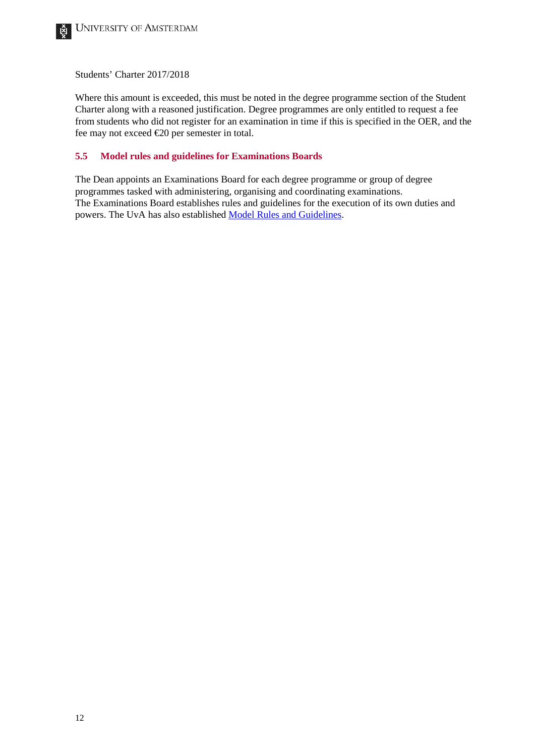Where this amount is exceeded, this must be noted in the degree programme section of the Student Charter along with a reasoned justification. Degree programmes are only entitled to request a fee from students who did not register for an examination in time if this is specified in the OER, and the fee may not exceed €20 per semester in total.

## 5.5 Model rules and guidelines for Examinations Boards

The Dean appoints an Examinations Board for each degree programme or group of degree programmes tasked with administering, organising and coordinating examinations.
The Examinations Board establishes rules and guidelines for the execution of its own duties and powers. The UvA has also established Model Rules and Guidelines.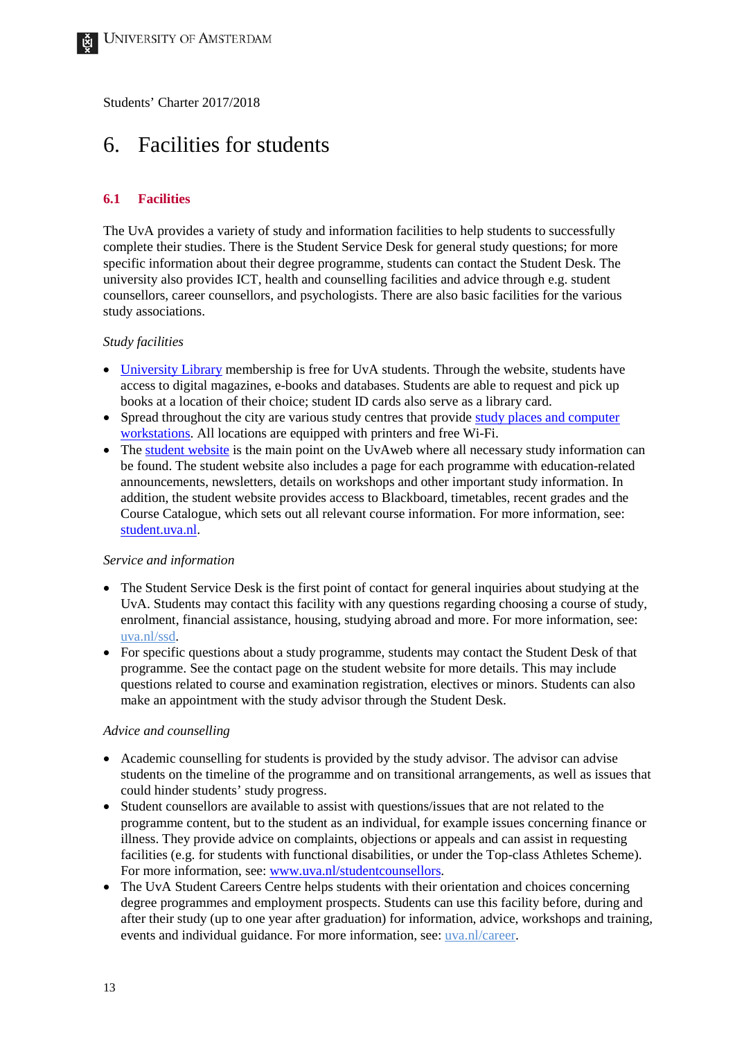Students' Charter 2017/2018

# 6. Facilities for students

## 6.1 Facilities

The UvA provides a variety of study and information facilities to help students to successfully complete their studies. There is the Student Service Desk for general study questions; for more specific information about their degree programme, students can contact the Student Desk. The university also provides ICT, health and counselling facilities and advice through e.g. student counsellors, career counsellors, and psychologists. There are also basic facilities for the various study associations.

*Study facilities*

- University Library membership is free for UvA students. Through the website, students have access to digital magazines, e-books and databases. Students are able to request and pick up books at a location of their choice; student ID cards also serve as a library card.
- Spread throughout the city are various study centres that provide study places and computer workstations. All locations are equipped with printers and free Wi-Fi.
- The student website is the main point on the UvAweb where all necessary study information can be found. The student website also includes a page for each programme with education-related announcements, newsletters, details on workshops and other important study information. In addition, the student website provides access to Blackboard, timetables, recent grades and the Course Catalogue, which sets out all relevant course information. For more information, see: student.uva.nl.

*Service and information*

- The Student Service Desk is the first point of contact for general inquiries about studying at the UvA. Students may contact this facility with any questions regarding choosing a course of study, enrolment, financial assistance, housing, studying abroad and more. For more information, see: uva.nl/ssd.
- For specific questions about a study programme, students may contact the Student Desk of that programme. See the contact page on the student website for more details. This may include questions related to course and examination registration, electives or minors. Students can also make an appointment with the study advisor through the Student Desk.

*Advice and counselling*

- Academic counselling for students is provided by the study advisor. The advisor can advise students on the timeline of the programme and on transitional arrangements, as well as issues that could hinder students' study progress.
- Student counsellors are available to assist with questions/issues that are not related to the programme content, but to the student as an individual, for example issues concerning finance or illness. They provide advice on complaints, objections or appeals and can assist in requesting facilities (e.g. for students with functional disabilities, or under the Top-class Athletes Scheme). For more information, see: www.uva.nl/studentcounsellors.
- The UvA Student Careers Centre helps students with their orientation and choices concerning degree programmes and employment prospects. Students can use this facility before, during and after their study (up to one year after graduation) for information, advice, workshops and training, events and individual guidance. For more information, see: uva.nl/career.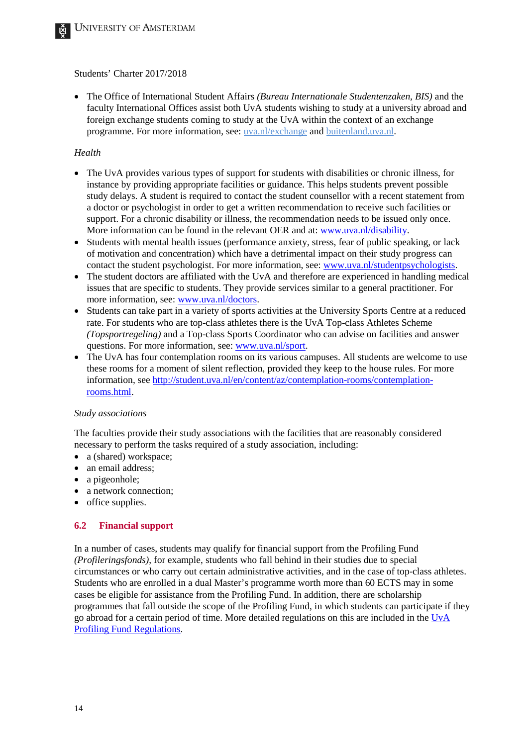Students' Charter 2017/2018

- The Office of International Student Affairs *(Bureau Internationale Studentenzaken, BIS)* and the faculty International Offices assist both UvA students wishing to study at a university abroad and foreign exchange students coming to study at the UvA within the context of an exchange programme. For more information, see: uva.nl/exchange and buitenland.uva.nl.

*Health*

- The UvA provides various types of support for students with disabilities or chronic illness, for instance by providing appropriate facilities or guidance. This helps students prevent possible study delays. A student is required to contact the student counsellor with a recent statement from a doctor or psychologist in order to get a written recommendation to receive such facilities or support. For a chronic disability or illness, the recommendation needs to be issued only once. More information can be found in the relevant OER and at: www.uva.nl/disability.
- Students with mental health issues (performance anxiety, stress, fear of public speaking, or lack of motivation and concentration) which have a detrimental impact on their study progress can contact the student psychologist. For more information, see: www.uva.nl/studentpsychologists.
- The student doctors are affiliated with the UvA and therefore are experienced in handling medical issues that are specific to students. They provide services similar to a general practitioner. For more information, see: www.uva.nl/doctors.
- Students can take part in a variety of sports activities at the University Sports Centre at a reduced rate. For students who are top-class athletes there is the UvA Top-class Athletes Scheme *(Topsportregeling)* and a Top-class Sports Coordinator who can advise on facilities and answer questions. For more information, see: www.uva.nl/sport.
- The UvA has four contemplation rooms on its various campuses. All students are welcome to use these rooms for a moment of silent reflection, provided they keep to the house rules. For more information, see http://student.uva.nl/en/content/az/contemplation-rooms/contemplation-rooms.html.

*Study associations*

The faculties provide their study associations with the facilities that are reasonably considered necessary to perform the tasks required of a study association, including:

- a (shared) workspace;
- an email address;
- a pigeonhole;
- a network connection;
- office supplies.

## 6.2 Financial support

In a number of cases, students may qualify for financial support from the Profiling Fund *(Profileringsfonds)*, for example, students who fall behind in their studies due to special circumstances or who carry out certain administrative activities, and in the case of top-class athletes. Students who are enrolled in a dual Master's programme worth more than 60 ECTS may in some cases be eligible for assistance from the Profiling Fund. In addition, there are scholarship programmes that fall outside the scope of the Profiling Fund, in which students can participate if they go abroad for a certain period of time. More detailed regulations on this are included in the UvA Profiling Fund Regulations.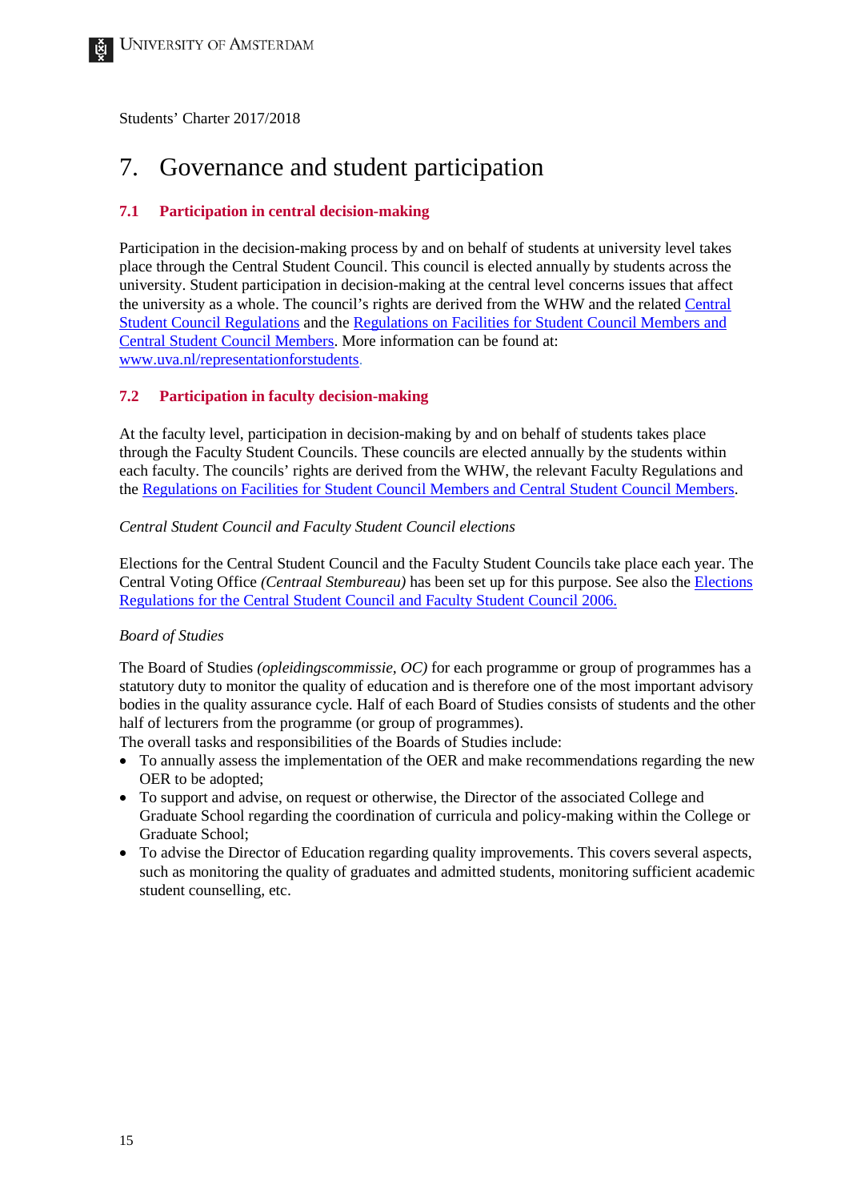Students' Charter 2017/2018

# 7. Governance and student participation

## 7.1 Participation in central decision-making

Participation in the decision-making process by and on behalf of students at university level takes place through the Central Student Council. This council is elected annually by students across the university. Student participation in decision-making at the central level concerns issues that affect the university as a whole. The council's rights are derived from the WHW and the related Central Student Council Regulations and the Regulations on Facilities for Student Council Members and Central Student Council Members. More information can be found at: www.uva.nl/representationforstudents.

## 7.2 Participation in faculty decision-making

At the faculty level, participation in decision-making by and on behalf of students takes place through the Faculty Student Councils. These councils are elected annually by the students within each faculty. The councils' rights are derived from the WHW, the relevant Faculty Regulations and the Regulations on Facilities for Student Council Members and Central Student Council Members.

*Central Student Council and Faculty Student Council elections*

Elections for the Central Student Council and the Faculty Student Councils take place each year. The Central Voting Office *(Centraal Stembureau)* has been set up for this purpose. See also the Elections Regulations for the Central Student Council and Faculty Student Council 2006.

*Board of Studies*

The Board of Studies *(opleidingscommissie, OC)* for each programme or group of programmes has a statutory duty to monitor the quality of education and is therefore one of the most important advisory bodies in the quality assurance cycle. Half of each Board of Studies consists of students and the other half of lecturers from the programme (or group of programmes).
The overall tasks and responsibilities of the Boards of Studies include:

- To annually assess the implementation of the OER and make recommendations regarding the new OER to be adopted;
- To support and advise, on request or otherwise, the Director of the associated College and Graduate School regarding the coordination of curricula and policy-making within the College or Graduate School;
- To advise the Director of Education regarding quality improvements. This covers several aspects, such as monitoring the quality of graduates and admitted students, monitoring sufficient academic student counselling, etc.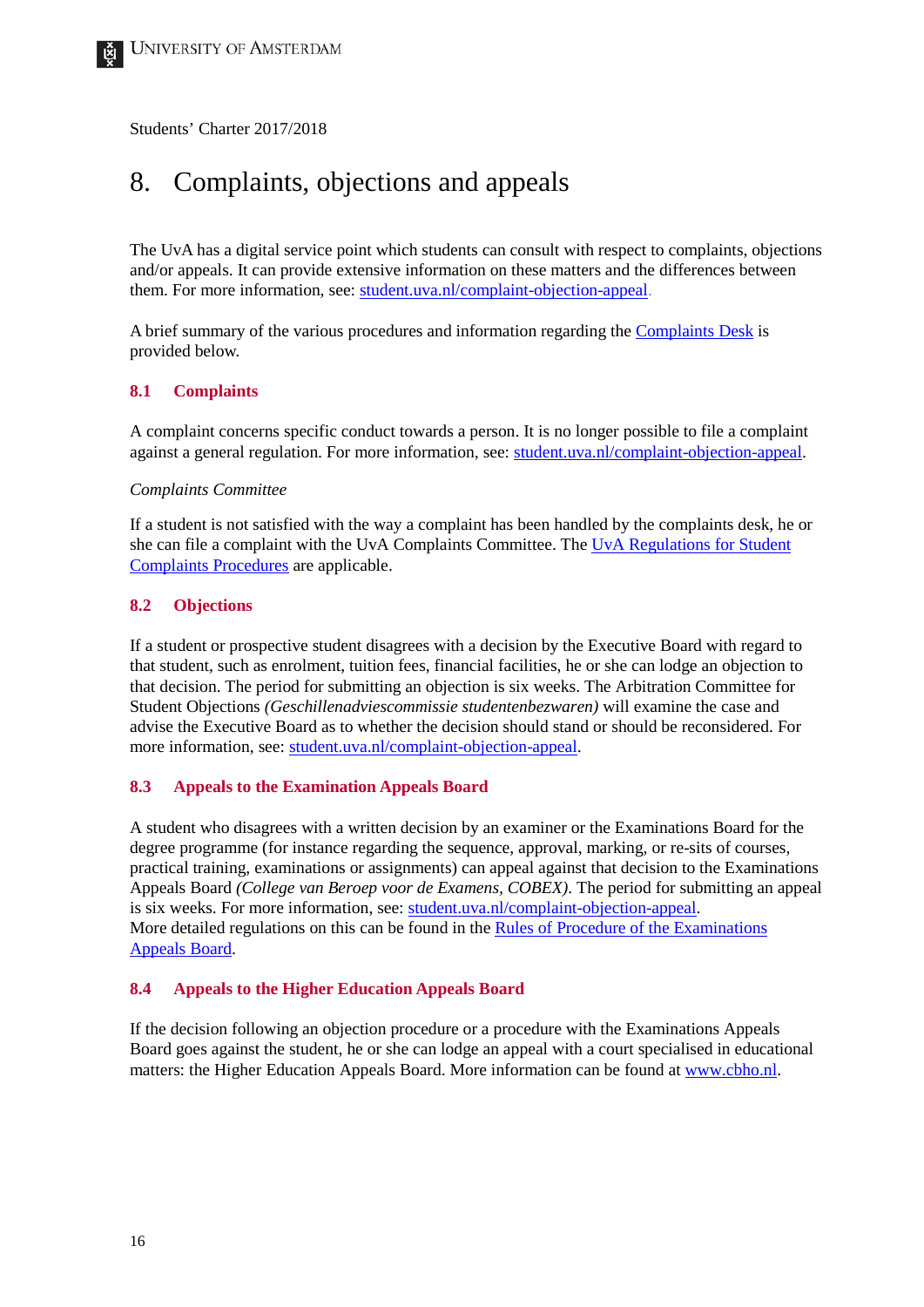Students' Charter 2017/2018

# 8. Complaints, objections and appeals

The UvA has a digital service point which students can consult with respect to complaints, objections and/or appeals. It can provide extensive information on these matters and the differences between them. For more information, see: student.uva.nl/complaint-objection-appeal.

A brief summary of the various procedures and information regarding the Complaints Desk is provided below.

## 8.1 Complaints

A complaint concerns specific conduct towards a person. It is no longer possible to file a complaint against a general regulation. For more information, see: student.uva.nl/complaint-objection-appeal.

*Complaints Committee*

If a student is not satisfied with the way a complaint has been handled by the complaints desk, he or she can file a complaint with the UvA Complaints Committee. The UvA Regulations for Student Complaints Procedures are applicable.

## 8.2 Objections

If a student or prospective student disagrees with a decision by the Executive Board with regard to that student, such as enrolment, tuition fees, financial facilities, he or she can lodge an objection to that decision. The period for submitting an objection is six weeks. The Arbitration Committee for Student Objections *(Geschillenadviescommissie studentenbezwaren)* will examine the case and advise the Executive Board as to whether the decision should stand or should be reconsidered. For more information, see: student.uva.nl/complaint-objection-appeal.

## 8.3 Appeals to the Examination Appeals Board

A student who disagrees with a written decision by an examiner or the Examinations Board for the degree programme (for instance regarding the sequence, approval, marking, or re-sits of courses, practical training, examinations or assignments) can appeal against that decision to the Examinations Appeals Board *(College van Beroep voor de Examens, COBEX)*. The period for submitting an appeal is six weeks. For more information, see: student.uva.nl/complaint-objection-appeal.
More detailed regulations on this can be found in the Rules of Procedure of the Examinations Appeals Board.

## 8.4 Appeals to the Higher Education Appeals Board

If the decision following an objection procedure or a procedure with the Examinations Appeals Board goes against the student, he or she can lodge an appeal with a court specialised in educational matters: the Higher Education Appeals Board. More information can be found at www.cbho.nl.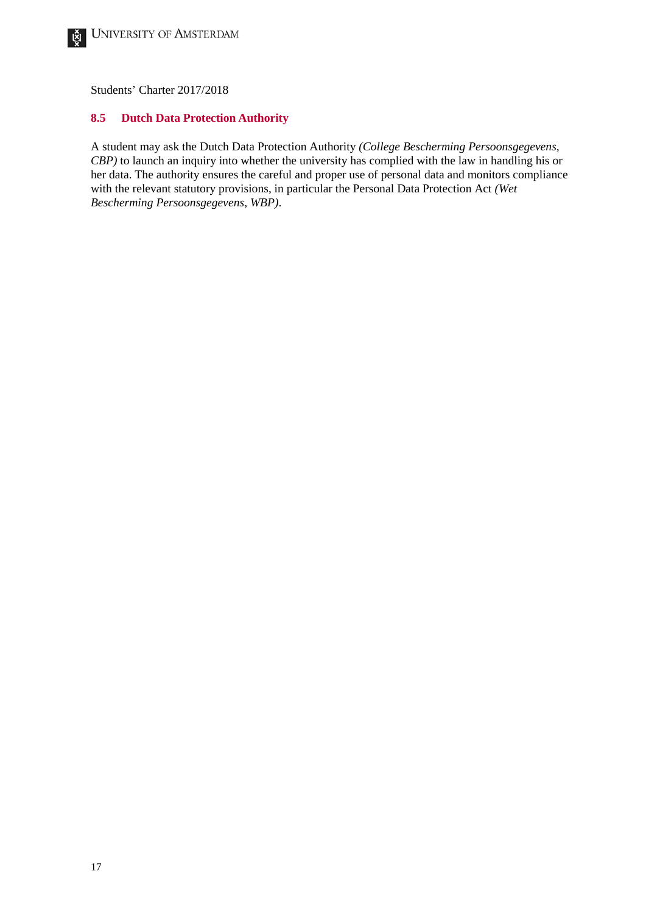Students' Charter 2017/2018

## 8.5 Dutch Data Protection Authority

A student may ask the Dutch Data Protection Authority *(College Bescherming Persoonsgegevens, CBP)* to launch an inquiry into whether the university has complied with the law in handling his or her data. The authority ensures the careful and proper use of personal data and monitors compliance with the relevant statutory provisions, in particular the Personal Data Protection Act *(Wet Bescherming Persoonsgegevens, WBP)*.